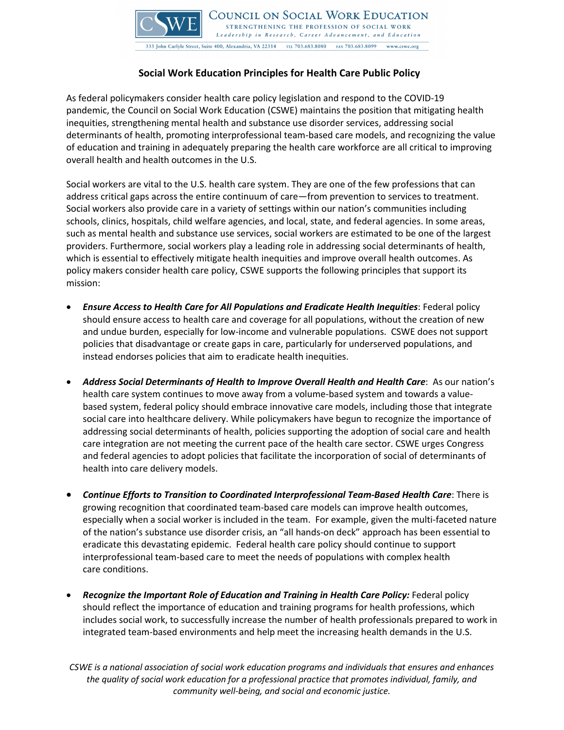**COUNCIL ON SOCIAL WORK EDUCATION**
STRENGTHENING THE PROFESSION OF SOCIAL WORK
*Leadership in Research, Career Advancement, and Education*

333 John Carlyle Street, Suite 400, Alexandria, VA 22314 TEL 703.683.8080 FAX 703.683.8099 www.cswe.org

# Social Work Education Principles for Health Care Public Policy

As federal policymakers consider health care policy legislation and respond to the COVID-19 pandemic, the Council on Social Work Education (CSWE) maintains the position that mitigating health inequities, strengthening mental health and substance use disorder services, addressing social determinants of health, promoting interprofessional team-based care models, and recognizing the value of education and training in adequately preparing the health care workforce are all critical to improving overall health and health outcomes in the U.S.

Social workers are vital to the U.S. health care system. They are one of the few professions that can address critical gaps across the entire continuum of care—from prevention to services to treatment. Social workers also provide care in a variety of settings within our nation's communities including schools, clinics, hospitals, child welfare agencies, and local, state, and federal agencies. In some areas, such as mental health and substance use services, social workers are estimated to be one of the largest providers. Furthermore, social workers play a leading role in addressing social determinants of health, which is essential to effectively mitigate health inequities and improve overall health outcomes. As policy makers consider health care policy, CSWE supports the following principles that support its mission:

- ***Ensure Access to Health Care for All Populations and Eradicate Health Inequities***: Federal policy should ensure access to health care and coverage for all populations, without the creation of new and undue burden, especially for low-income and vulnerable populations. CSWE does not support policies that disadvantage or create gaps in care, particularly for underserved populations, and instead endorses policies that aim to eradicate health inequities.

- ***Address Social Determinants of Health to Improve Overall Health and Health Care***: As our nation's health care system continues to move away from a volume-based system and towards a value-based system, federal policy should embrace innovative care models, including those that integrate social care into healthcare delivery. While policymakers have begun to recognize the importance of addressing social determinants of health, policies supporting the adoption of social care and health care integration are not meeting the current pace of the health care sector. CSWE urges Congress and federal agencies to adopt policies that facilitate the incorporation of social of determinants of health into care delivery models.

- ***Continue Efforts to Transition to Coordinated Interprofessional Team-Based Health Care***: There is growing recognition that coordinated team-based care models can improve health outcomes, especially when a social worker is included in the team. For example, given the multi-faceted nature of the nation's substance use disorder crisis, an "all hands-on deck" approach has been essential to eradicate this devastating epidemic. Federal health care policy should continue to support interprofessional team-based care to meet the needs of populations with complex health care conditions.

- ***Recognize the Important Role of Education and Training in Health Care Policy:*** Federal policy should reflect the importance of education and training programs for health professions, which includes social work, to successfully increase the number of health professionals prepared to work in integrated team-based environments and help meet the increasing health demands in the U.S.

*CSWE is a national association of social work education programs and individuals that ensures and enhances the quality of social work education for a professional practice that promotes individual, family, and community well-being, and social and economic justice.*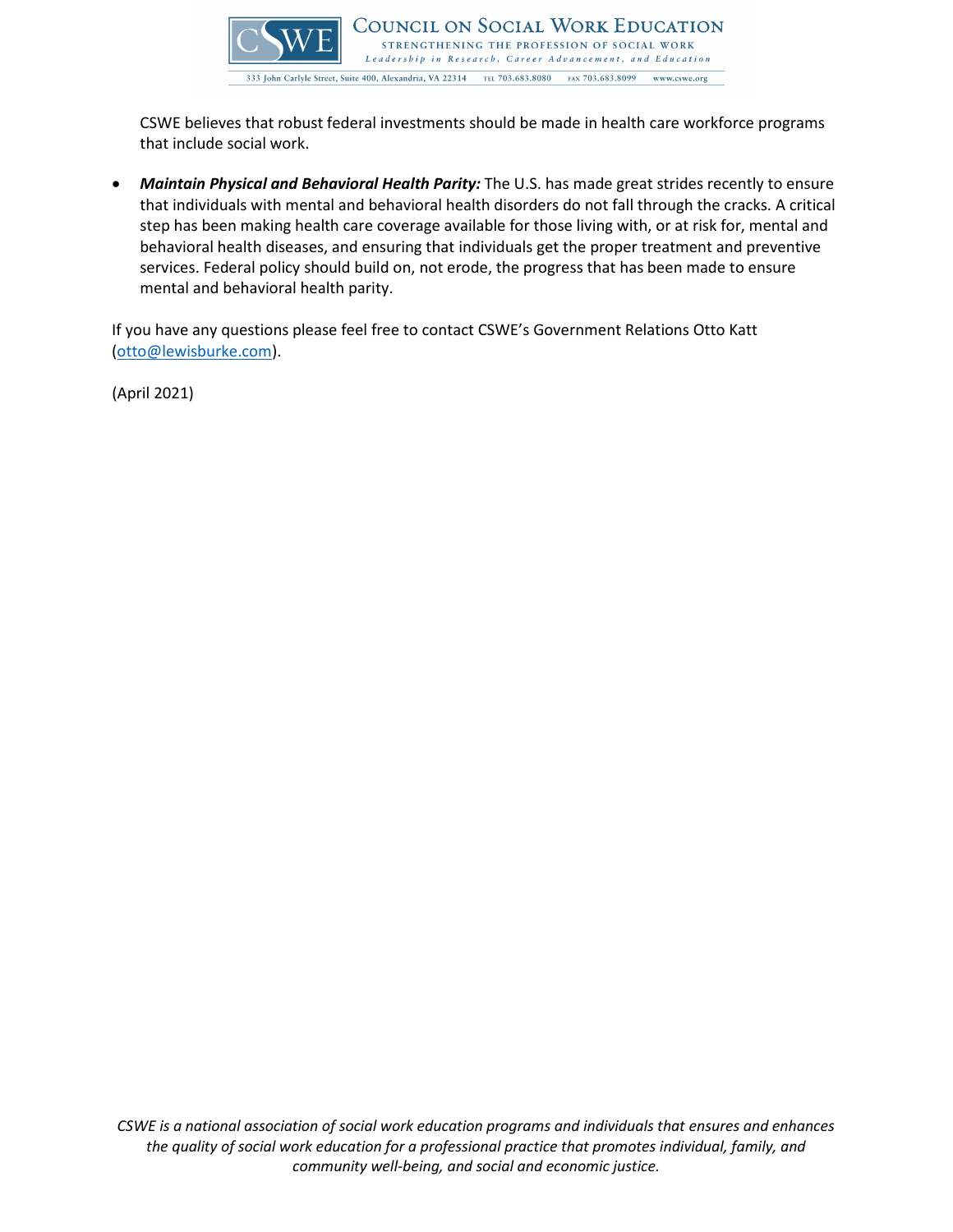CSWE believes that robust federal investments should be made in health care workforce programs that include social work.

- ***Maintain Physical and Behavioral Health Parity:*** The U.S. has made great strides recently to ensure that individuals with mental and behavioral health disorders do not fall through the cracks. A critical step has been making health care coverage available for those living with, or at risk for, mental and behavioral health diseases, and ensuring that individuals get the proper treatment and preventive services. Federal policy should build on, not erode, the progress that has been made to ensure mental and behavioral health parity.

If you have any questions please feel free to contact CSWE's Government Relations Otto Katt (otto@lewisburke.com).

(April 2021)

*CSWE is a national association of social work education programs and individuals that ensures and enhances the quality of social work education for a professional practice that promotes individual, family, and community well-being, and social and economic justice.*